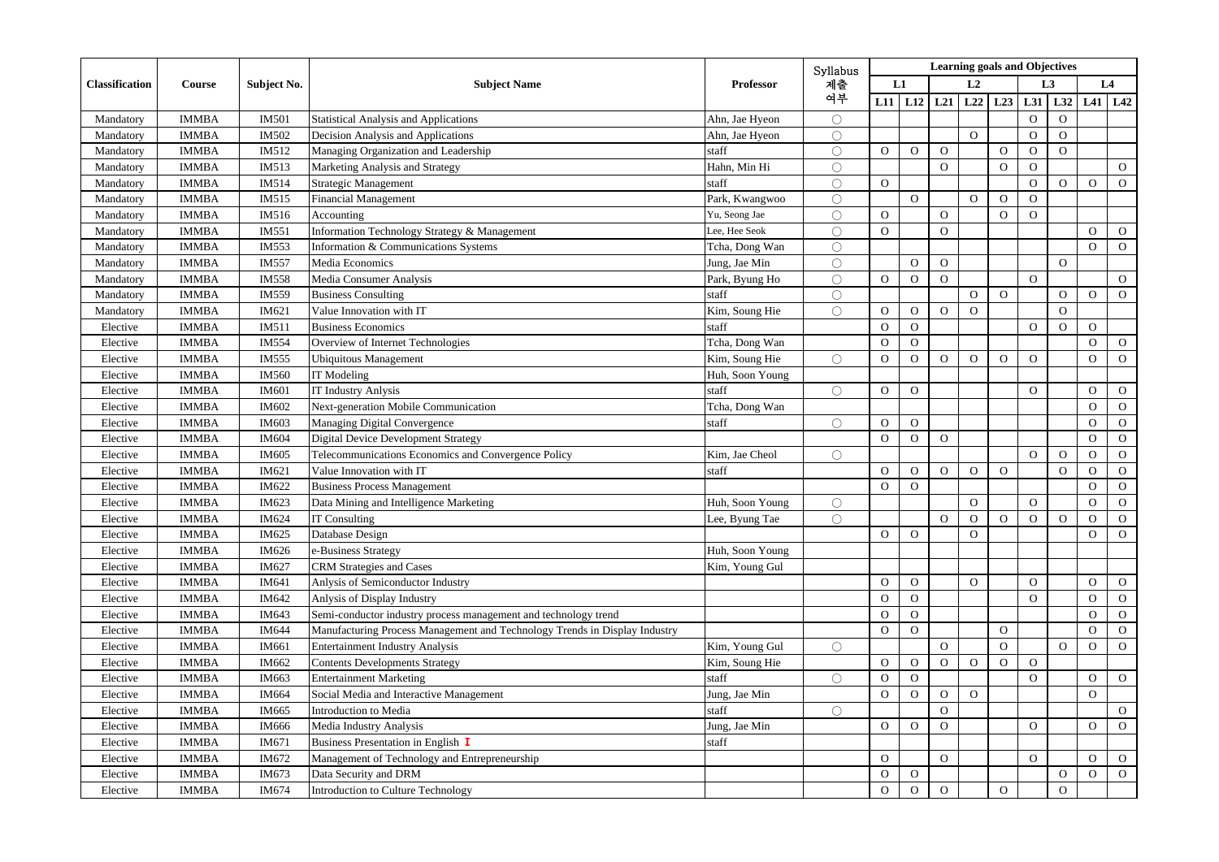| Classification | Course | Subject No. | Subject Name | Professor | Syllabus 제출 여부 | Learning goals and Objectives | | | | | | | | |
|---|---|---|---|---|---|---|---|---|---|---|---|---|---|---|
| | | | | | | L1 | | L2 | | | L3 | | L4 | |
| | | | | | | L11 | L12 | L21 | L22 | L23 | L31 | L32 | L41 | L42 |
| Mandatory | IMMBA | IM501 | Statistical Analysis and Applications | Ahn, Jae Hyeon | ○ | | | | | | O | O | | |
| Mandatory | IMMBA | IM502 | Decision Analysis and Applications | Ahn, Jae Hyeon | ○ | | | | O | | O | O | | |
| Mandatory | IMMBA | IM512 | Managing Organization and Leadership | staff | ○ | O | O | O | | O | O | O | | |
| Mandatory | IMMBA | IM513 | Marketing Analysis and Strategy | Hahn, Min Hi | ○ | | | O | | O | O | | | O |
| Mandatory | IMMBA | IM514 | Strategic Management | staff | ○ | O | | | | | O | O | O | O |
| Mandatory | IMMBA | IM515 | Financial Management | Park, Kwangwoo | ○ | | O | | O | O | O | | | |
| Mandatory | IMMBA | IM516 | Accounting | Yu, Seong Jae | ○ | O | | O | | O | O | | | |
| Mandatory | IMMBA | IM551 | Information Technology Strategy & Management | Lee, Hee Seok | ○ | O | | O | | | | | O | O |
| Mandatory | IMMBA | IM553 | Information & Communications Systems | Tcha, Dong Wan | ○ | | | | | | | | O | O |
| Mandatory | IMMBA | IM557 | Media Economics | Jung, Jae Min | ○ | | O | O | | | | O | | |
| Mandatory | IMMBA | IM558 | Media Consumer Analysis | Park, Byung Ho | ○ | O | O | O | | | O | | | O |
| Mandatory | IMMBA | IM559 | Business Consulting | staff | ○ | | | | O | O | | O | O | O |
| Mandatory | IMMBA | IM621 | Value Innovation with IT | Kim, Soung Hie | ○ | O | O | O | O | | | O | | |
| Elective | IMMBA | IM511 | Business Economics | staff | | O | O | | | | O | O | O | |
| Elective | IMMBA | IM554 | Overview of Internet Technologies | Tcha, Dong Wan | | O | O | | | | | | O | O |
| Elective | IMMBA | IM555 | Ubiquitous Management | Kim, Soung Hie | ○ | O | O | O | O | O | O | | O | O |
| Elective | IMMBA | IM560 | IT Modeling | Huh, Soon Young | | | | | | | | | | |
| Elective | IMMBA | IM601 | IT Industry Anlysis | staff | ○ | O | O | | | | O | | O | O |
| Elective | IMMBA | IM602 | Next-generation Mobile Communication | Tcha, Dong Wan | | | | | | | | | O | O |
| Elective | IMMBA | IM603 | Managing Digital Convergence | staff | ○ | O | O | | | | | | O | O |
| Elective | IMMBA | IM604 | Digital Device Development Strategy | | | O | O | O | | | | | O | O |
| Elective | IMMBA | IM605 | Telecommunications Economics and Convergence Policy | Kim, Jae Cheol | ○ | | | | | | O | O | O | O |
| Elective | IMMBA | IM621 | Value Innovation with IT | staff | | O | O | O | O | O | | O | O | O |
| Elective | IMMBA | IM622 | Business Process Management | | | O | O | | | | | | O | O |
| Elective | IMMBA | IM623 | Data Mining and Intelligence Marketing | Huh, Soon Young | ○ | | | | O | | O | | O | O |
| Elective | IMMBA | IM624 | IT Consulting | Lee, Byung Tae | ○ | | | O | O | O | O | O | O | O |
| Elective | IMMBA | IM625 | Database Design | | | O | O | | O | | | | O | O |
| Elective | IMMBA | IM626 | e-Business Strategy | Huh, Soon Young | | | | | | | | | | |
| Elective | IMMBA | IM627 | CRM Strategies and Cases | Kim, Young Gul | | | | | | | | | | |
| Elective | IMMBA | IM641 | Anlysis of Semiconductor Industry | | | O | O | | O | | O | | O | O |
| Elective | IMMBA | IM642 | Anlysis of Display Industry | | | O | O | | | | O | | O | O |
| Elective | IMMBA | IM643 | Semi-conductor industry process management and technology trend | | | O | O | | | | | | O | O |
| Elective | IMMBA | IM644 | Manufacturing Process Management and Technology Trends in Display Industry | | | O | O | | | O | | | O | O |
| Elective | IMMBA | IM661 | Entertainment Industry Analysis | Kim, Young Gul | ○ | | | O | | O | | O | O | O |
| Elective | IMMBA | IM662 | Contents Developments Strategy | Kim, Soung Hie | | O | O | O | O | O | O | | | |
| Elective | IMMBA | IM663 | Entertainment Marketing | staff | ○ | O | O | | | | O | | O | O |
| Elective | IMMBA | IM664 | Social Media and Interactive Management | Jung, Jae Min | | O | O | O | O | | | | O | |
| Elective | IMMBA | IM665 | Introduction to Media | staff | ○ | | | O | | | | | | O |
| Elective | IMMBA | IM666 | Media Industry Analysis | Jung, Jae Min | | O | O | O | | | O | | O | O |
| Elective | IMMBA | IM671 | Business Presentation in English I | staff | | | | | | | | | | |
| Elective | IMMBA | IM672 | Management of Technology and Entrepreneurship | | | O | | O | | | O | | O | O |
| Elective | IMMBA | IM673 | Data Security and DRM | | | O | O | | | | | O | O | O |
| Elective | IMMBA | IM674 | Introduction to Culture Technology | | | O | O | O | | O | | O | | |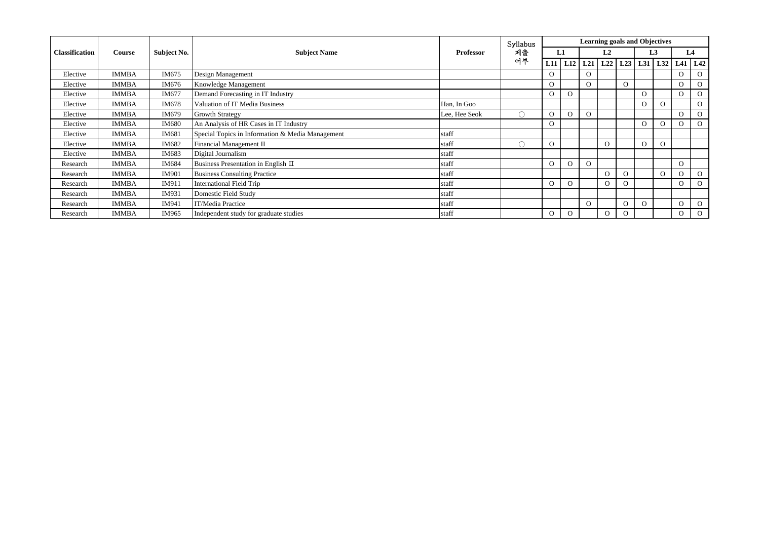| Classification | Course | Subject No. | Subject Name | Professor | Syllabus 제출 여부 | Learning goals and Objectives | | | | | | | | |
|---|---|---|---|---|---|---|---|---|---|---|---|---|---|---|
| | | | | | | L1 | | L2 | | | L3 | | L4 | |
| | | | | | | L11 | L12 | L21 | L22 | L23 | L31 | L32 | L41 | L42 |
| Elective | IMMBA | IM675 | Design Management | | | O | | O | | | | | O | O |
| Elective | IMMBA | IM676 | Knowledge Management | | | O | | O | | O | | | O | O |
| Elective | IMMBA | IM677 | Demand Forecasting in IT Industry | | | O | O | | | | O | | O | O |
| Elective | IMMBA | IM678 | Valuation of IT Media Business | Han, In Goo | | | | | | | O | O | | O |
| Elective | IMMBA | IM679 | Growth Strategy | Lee, Hee Seok | ○ | O | O | O | | | | | O | O |
| Elective | IMMBA | IM680 | An Analysis of HR Cases in IT Industry | | | O | | | | | O | O | O | O |
| Elective | IMMBA | IM681 | Special Topics in Information & Media Management | staff | | | | | | | | | | |
| Elective | IMMBA | IM682 | Financial Management II | staff | ○ | O | | | O | | O | O | | |
| Elective | IMMBA | IM683 | Digital Journalism | staff | | | | | | | | | | |
| Research | IMMBA | IM684 | Business Presentation in English Ⅱ | staff | | O | O | O | | | | | O | |
| Research | IMMBA | IM901 | Business Consulting Practice | staff | | | | | O | O | | O | O | O |
| Research | IMMBA | IM911 | International Field Trip | staff | | O | O | | O | O | | | O | O |
| Research | IMMBA | IM931 | Domestic Field Study | staff | | | | | | | | | | |
| Research | IMMBA | IM941 | IT/Media Practice | staff | | | | O | | O | O | | O | O |
| Research | IMMBA | IM965 | Independent study for graduate studies | staff | | O | O | | O | O | | | O | O |